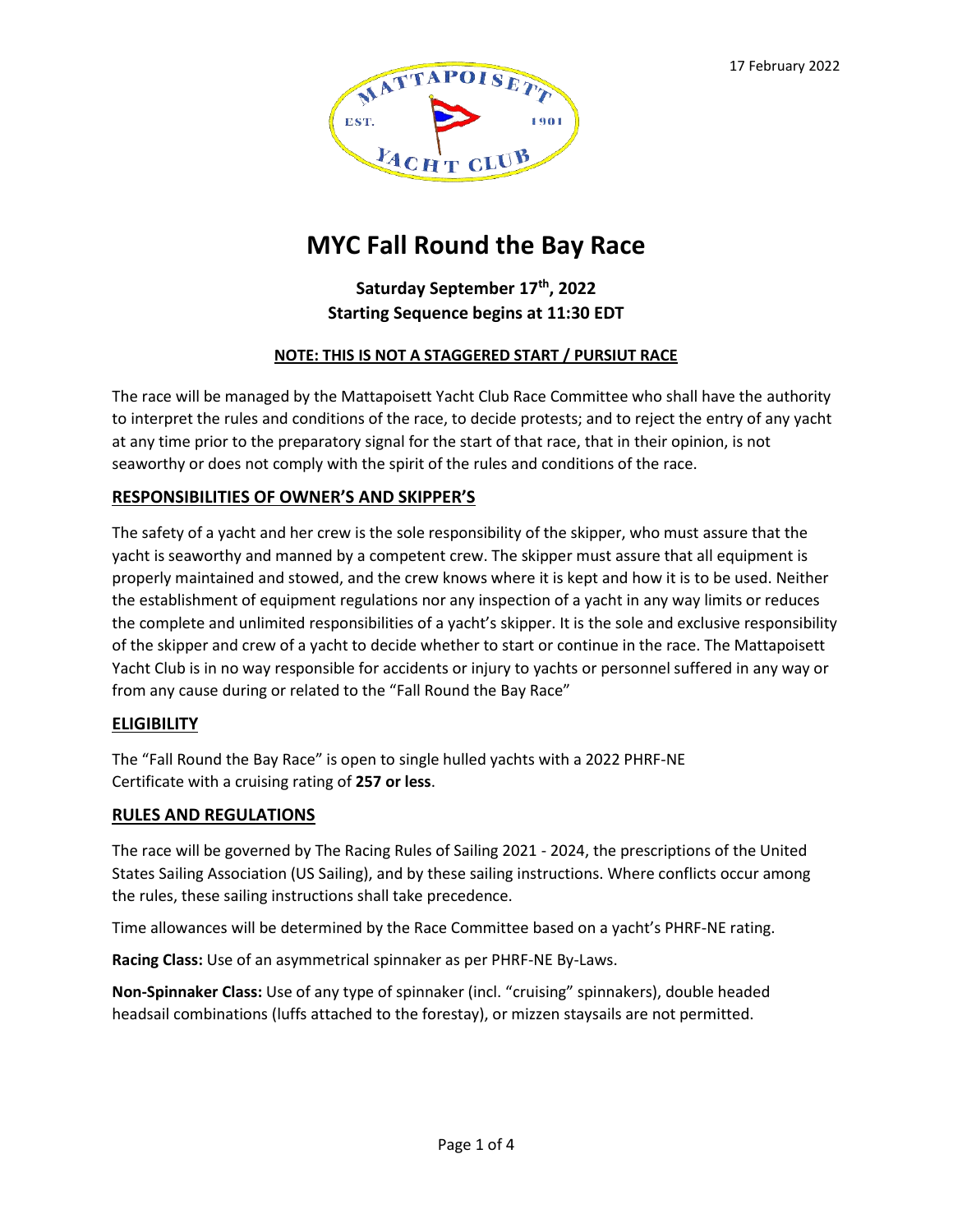17 February 2022

# MYC Fall Round the Bay Race

**Saturday September 17th, 2022**
**Starting Sequence begins at 11:30 EDT**

**NOTE: THIS IS NOT A STAGGERED START / PURSIUT RACE**

The race will be managed by the Mattapoisett Yacht Club Race Committee who shall have the authority to interpret the rules and conditions of the race, to decide protests; and to reject the entry of any yacht at any time prior to the preparatory signal for the start of that race, that in their opinion, is not seaworthy or does not comply with the spirit of the rules and conditions of the race.

## RESPONSIBILITIES OF OWNER'S AND SKIPPER'S

The safety of a yacht and her crew is the sole responsibility of the skipper, who must assure that the yacht is seaworthy and manned by a competent crew. The skipper must assure that all equipment is properly maintained and stowed, and the crew knows where it is kept and how it is to be used. Neither the establishment of equipment regulations nor any inspection of a yacht in any way limits or reduces the complete and unlimited responsibilities of a yacht's skipper. It is the sole and exclusive responsibility of the skipper and crew of a yacht to decide whether to start or continue in the race. The Mattapoisett Yacht Club is in no way responsible for accidents or injury to yachts or personnel suffered in any way or from any cause during or related to the "Fall Round the Bay Race"

## ELIGIBILITY

The "Fall Round the Bay Race" is open to single hulled yachts with a 2022 PHRF-NE Certificate with a cruising rating of **257 or less**.

## RULES AND REGULATIONS

The race will be governed by The Racing Rules of Sailing 2021 - 2024, the prescriptions of the United States Sailing Association (US Sailing), and by these sailing instructions. Where conflicts occur among the rules, these sailing instructions shall take precedence.

Time allowances will be determined by the Race Committee based on a yacht's PHRF-NE rating.

**Racing Class:** Use of an asymmetrical spinnaker as per PHRF-NE By-Laws.

**Non-Spinnaker Class:** Use of any type of spinnaker (incl. "cruising" spinnakers), double headed headsail combinations (luffs attached to the forestay), or mizzen staysails are not permitted.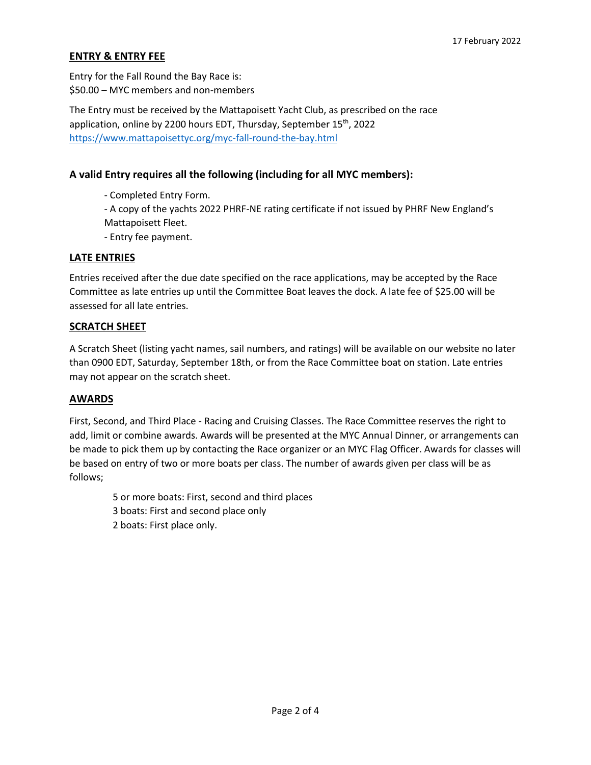17 February 2022

## ENTRY & ENTRY FEE

Entry for the Fall Round the Bay Race is:
$50.00 – MYC members and non-members

The Entry must be received by the Mattapoisett Yacht Club, as prescribed on the race application, online by 2200 hours EDT, Thursday, September 15th, 2022
https://www.mattapoisettyc.org/myc-fall-round-the-bay.html

### A valid Entry requires all the following (including for all MYC members):

- Completed Entry Form.
- A copy of the yachts 2022 PHRF-NE rating certificate if not issued by PHRF New England's Mattapoisett Fleet.
- Entry fee payment.

## LATE ENTRIES

Entries received after the due date specified on the race applications, may be accepted by the Race Committee as late entries up until the Committee Boat leaves the dock. A late fee of $25.00 will be assessed for all late entries.

## SCRATCH SHEET

A Scratch Sheet (listing yacht names, sail numbers, and ratings) will be available on our website no later than 0900 EDT, Saturday, September 18th, or from the Race Committee boat on station. Late entries may not appear on the scratch sheet.

## AWARDS

First, Second, and Third Place - Racing and Cruising Classes. The Race Committee reserves the right to add, limit or combine awards. Awards will be presented at the MYC Annual Dinner, or arrangements can be made to pick them up by contacting the Race organizer or an MYC Flag Officer. Awards for classes will be based on entry of two or more boats per class. The number of awards given per class will be as follows;

5 or more boats: First, second and third places
3 boats: First and second place only
2 boats: First place only.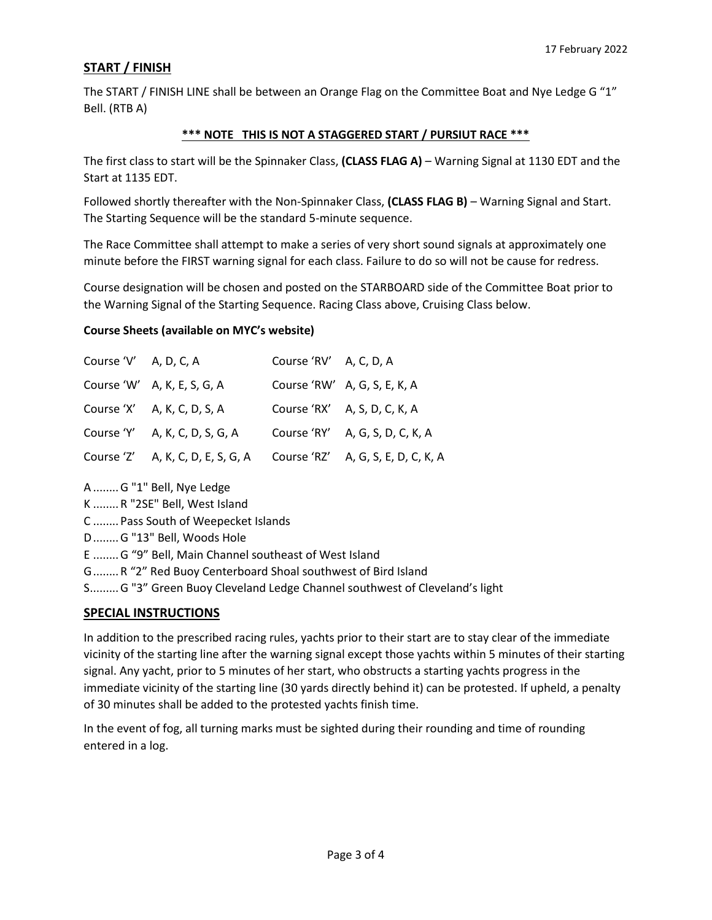17 February 2022

## START / FINISH

The START / FINISH LINE shall be between an Orange Flag on the Committee Boat and Nye Ledge G "1" Bell. (RTB A)

**\*\*\* NOTE THIS IS NOT A STAGGERED START / PURSIUT RACE \*\*\***

The first class to start will be the Spinnaker Class, **(CLASS FLAG A)** – Warning Signal at 1130 EDT and the Start at 1135 EDT.

Followed shortly thereafter with the Non-Spinnaker Class, **(CLASS FLAG B)** – Warning Signal and Start. The Starting Sequence will be the standard 5-minute sequence.

The Race Committee shall attempt to make a series of very short sound signals at approximately one minute before the FIRST warning signal for each class. Failure to do so will not be cause for redress.

Course designation will be chosen and posted on the STARBOARD side of the Committee Boat prior to the Warning Signal of the Starting Sequence. Racing Class above, Cruising Class below.

**Course Sheets (available on MYC's website)**

| Course | Marks | Course | Marks |
|---|---|---|---|
| Course 'V' | A, D, C, A | Course 'RV' | A, C, D, A |
| Course 'W' | A, K, E, S, G, A | Course 'RW' | A, G, S, E, K, A |
| Course 'X' | A, K, C, D, S, A | Course 'RX' | A, S, D, C, K, A |
| Course 'Y' | A, K, C, D, S, G, A | Course 'RY' | A, G, S, D, C, K, A |
| Course 'Z' | A, K, C, D, E, S, G, A | Course 'RZ' | A, G, S, E, D, C, K, A |

A ........ G "1" Bell, Nye Ledge
K ........ R "2SE" Bell, West Island
C ........ Pass South of Weepecket Islands
D ........ G "13" Bell, Woods Hole
E ........ G "9" Bell, Main Channel southeast of West Island
G ........ R "2" Red Buoy Centerboard Shoal southwest of Bird Island
S......... G "3" Green Buoy Cleveland Ledge Channel southwest of Cleveland's light

## SPECIAL INSTRUCTIONS

In addition to the prescribed racing rules, yachts prior to their start are to stay clear of the immediate vicinity of the starting line after the warning signal except those yachts within 5 minutes of their starting signal. Any yacht, prior to 5 minutes of her start, who obstructs a starting yachts progress in the immediate vicinity of the starting line (30 yards directly behind it) can be protested. If upheld, a penalty of 30 minutes shall be added to the protested yachts finish time.

In the event of fog, all turning marks must be sighted during their rounding and time of rounding entered in a log.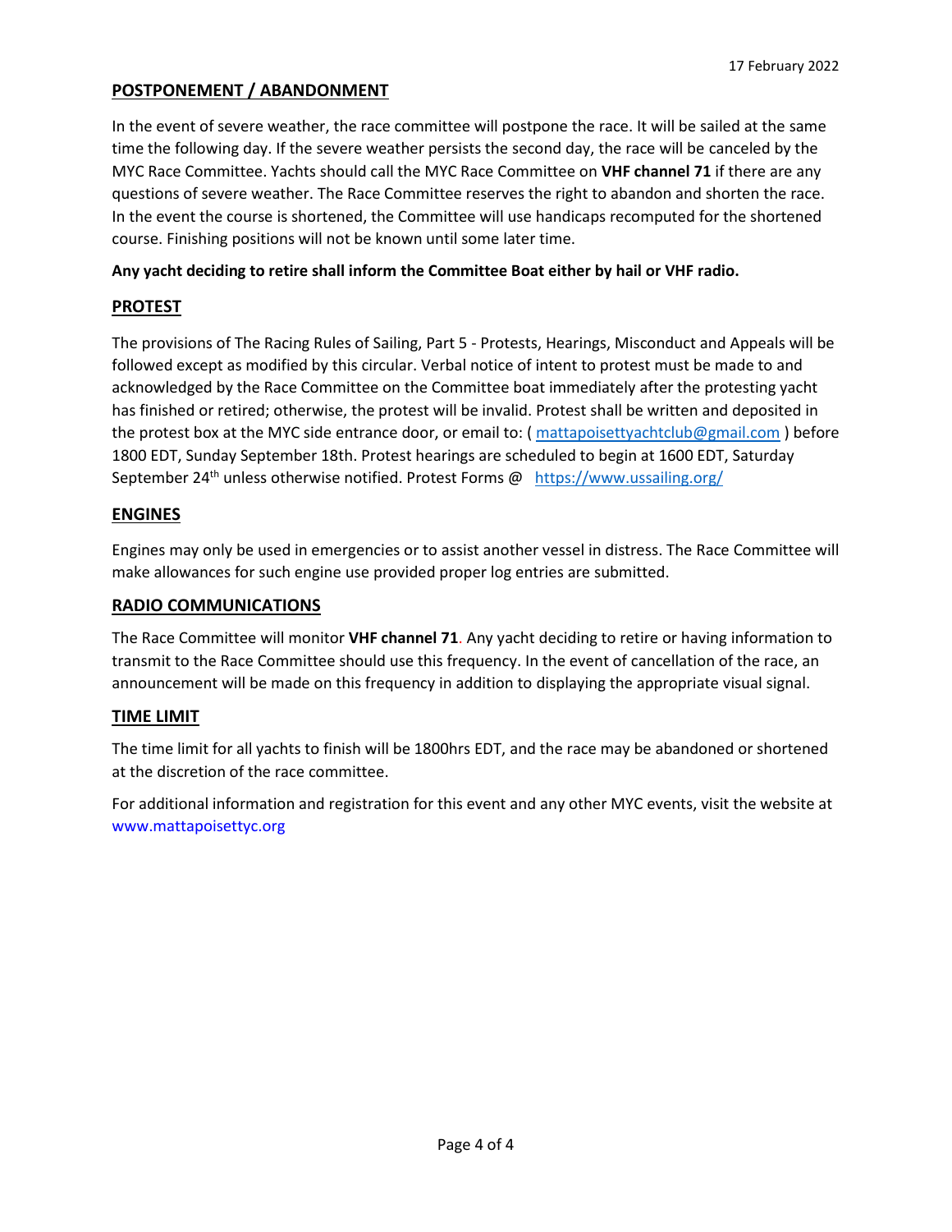17 February 2022

## POSTPONEMENT / ABANDONMENT

In the event of severe weather, the race committee will postpone the race. It will be sailed at the same time the following day. If the severe weather persists the second day, the race will be canceled by the MYC Race Committee. Yachts should call the MYC Race Committee on **VHF channel 71** if there are any questions of severe weather. The Race Committee reserves the right to abandon and shorten the race. In the event the course is shortened, the Committee will use handicaps recomputed for the shortened course. Finishing positions will not be known until some later time.

**Any yacht deciding to retire shall inform the Committee Boat either by hail or VHF radio.**

## PROTEST

The provisions of The Racing Rules of Sailing, Part 5 - Protests, Hearings, Misconduct and Appeals will be followed except as modified by this circular. Verbal notice of intent to protest must be made to and acknowledged by the Race Committee on the Committee boat immediately after the protesting yacht has finished or retired; otherwise, the protest will be invalid. Protest shall be written and deposited in the protest box at the MYC side entrance door, or email to: ( mattapoisettyachtclub@gmail.com ) before 1800 EDT, Sunday September 18th. Protest hearings are scheduled to begin at 1600 EDT, Saturday September 24th unless otherwise notified. Protest Forms @ https://www.ussailing.org/

## ENGINES

Engines may only be used in emergencies or to assist another vessel in distress. The Race Committee will make allowances for such engine use provided proper log entries are submitted.

## RADIO COMMUNICATIONS

The Race Committee will monitor **VHF channel 71**. Any yacht deciding to retire or having information to transmit to the Race Committee should use this frequency. In the event of cancellation of the race, an announcement will be made on this frequency in addition to displaying the appropriate visual signal.

## TIME LIMIT

The time limit for all yachts to finish will be 1800hrs EDT, and the race may be abandoned or shortened at the discretion of the race committee.

For additional information and registration for this event and any other MYC events, visit the website at www.mattapoisettyc.org